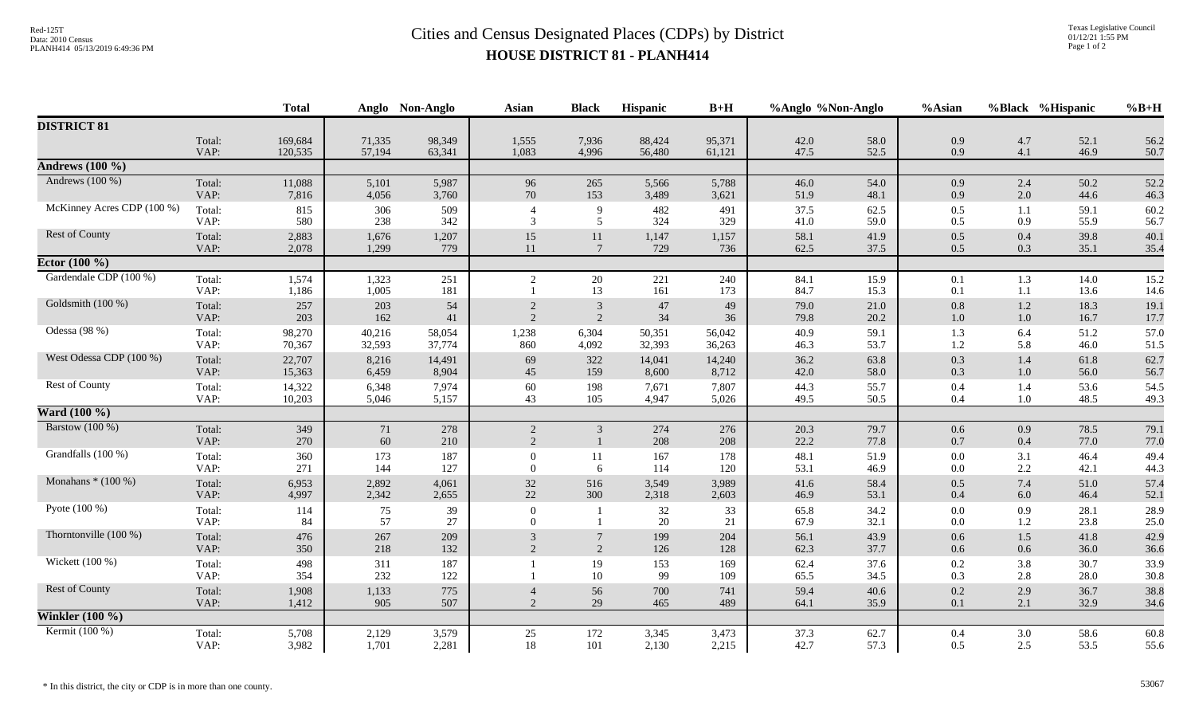# Cities and Census Designated Places (CDPs) by District

## HOUSE DISTRICT 81 - PLANH414

| | | Total | Anglo | Non-Anglo | Asian | Black | Hispanic | B+H | %Anglo | %Non-Anglo | %Asian | %Black | %Hispanic | %B+H |
|---|---|---|---|---|---|---|---|---|---|---|---|---|---|---|
| **DISTRICT 81** | | | | | | | | | | | | | | |
| | Total: | 169,684 | 71,335 | 98,349 | 1,555 | 7,936 | 88,424 | 95,371 | 42.0 | 58.0 | 0.9 | 4.7 | 52.1 | 56.2 |
| | VAP: | 120,535 | 57,194 | 63,341 | 1,083 | 4,996 | 56,480 | 61,121 | 47.5 | 52.5 | 0.9 | 4.1 | 46.9 | 50.7 |
| **Andrews (100 %)** | | | | | | | | | | | | | | |
| Andrews (100 %) | Total: | 11,088 | 5,101 | 5,987 | 96 | 265 | 5,566 | 5,788 | 46.0 | 54.0 | 0.9 | 2.4 | 50.2 | 52.2 |
| | VAP: | 7,816 | 4,056 | 3,760 | 70 | 153 | 3,489 | 3,621 | 51.9 | 48.1 | 0.9 | 2.0 | 44.6 | 46.3 |
| McKinney Acres CDP (100 %) | Total: | 815 | 306 | 509 | 4 | 9 | 482 | 491 | 37.5 | 62.5 | 0.5 | 1.1 | 59.1 | 60.2 |
| | VAP: | 580 | 238 | 342 | 3 | 5 | 324 | 329 | 41.0 | 59.0 | 0.5 | 0.9 | 55.9 | 56.7 |
| Rest of County | Total: | 2,883 | 1,676 | 1,207 | 15 | 11 | 1,147 | 1,157 | 58.1 | 41.9 | 0.5 | 0.4 | 39.8 | 40.1 |
| | VAP: | 2,078 | 1,299 | 779 | 11 | 7 | 729 | 736 | 62.5 | 37.5 | 0.5 | 0.3 | 35.1 | 35.4 |
| **Ector (100 %)** | | | | | | | | | | | | | | |
| Gardendale CDP (100 %) | Total: | 1,574 | 1,323 | 251 | 2 | 20 | 221 | 240 | 84.1 | 15.9 | 0.1 | 1.3 | 14.0 | 15.2 |
| | VAP: | 1,186 | 1,005 | 181 | 1 | 13 | 161 | 173 | 84.7 | 15.3 | 0.1 | 1.1 | 13.6 | 14.6 |
| Goldsmith (100 %) | Total: | 257 | 203 | 54 | 2 | 3 | 47 | 49 | 79.0 | 21.0 | 0.8 | 1.2 | 18.3 | 19.1 |
| | VAP: | 203 | 162 | 41 | 2 | 2 | 34 | 36 | 79.8 | 20.2 | 1.0 | 1.0 | 16.7 | 17.7 |
| Odessa (98 %) | Total: | 98,270 | 40,216 | 58,054 | 1,238 | 6,304 | 50,351 | 56,042 | 40.9 | 59.1 | 1.3 | 6.4 | 51.2 | 57.0 |
| | VAP: | 70,367 | 32,593 | 37,774 | 860 | 4,092 | 32,393 | 36,263 | 46.3 | 53.7 | 1.2 | 5.8 | 46.0 | 51.5 |
| West Odessa CDP (100 %) | Total: | 22,707 | 8,216 | 14,491 | 69 | 322 | 14,041 | 14,240 | 36.2 | 63.8 | 0.3 | 1.4 | 61.8 | 62.7 |
| | VAP: | 15,363 | 6,459 | 8,904 | 45 | 159 | 8,600 | 8,712 | 42.0 | 58.0 | 0.3 | 1.0 | 56.0 | 56.7 |
| Rest of County | Total: | 14,322 | 6,348 | 7,974 | 60 | 198 | 7,671 | 7,807 | 44.3 | 55.7 | 0.4 | 1.4 | 53.6 | 54.5 |
| | VAP: | 10,203 | 5,046 | 5,157 | 43 | 105 | 4,947 | 5,026 | 49.5 | 50.5 | 0.4 | 1.0 | 48.5 | 49.3 |
| **Ward (100 %)** | | | | | | | | | | | | | | |
| Barstow (100 %) | Total: | 349 | 71 | 278 | 2 | 3 | 274 | 276 | 20.3 | 79.7 | 0.6 | 0.9 | 78.5 | 79.1 |
| | VAP: | 270 | 60 | 210 | 2 | 1 | 208 | 208 | 22.2 | 77.8 | 0.7 | 0.4 | 77.0 | 77.0 |
| Grandfalls (100 %) | Total: | 360 | 173 | 187 | 0 | 11 | 167 | 178 | 48.1 | 51.9 | 0.0 | 3.1 | 46.4 | 49.4 |
| | VAP: | 271 | 144 | 127 | 0 | 6 | 114 | 120 | 53.1 | 46.9 | 0.0 | 2.2 | 42.1 | 44.3 |
| Monahans * (100 %) | Total: | 6,953 | 2,892 | 4,061 | 32 | 516 | 3,549 | 3,989 | 41.6 | 58.4 | 0.5 | 7.4 | 51.0 | 57.4 |
| | VAP: | 4,997 | 2,342 | 2,655 | 22 | 300 | 2,318 | 2,603 | 46.9 | 53.1 | 0.4 | 6.0 | 46.4 | 52.1 |
| Pyote (100 %) | Total: | 114 | 75 | 39 | 0 | 1 | 32 | 33 | 65.8 | 34.2 | 0.0 | 0.9 | 28.1 | 28.9 |
| | VAP: | 84 | 57 | 27 | 0 | 1 | 20 | 21 | 67.9 | 32.1 | 0.0 | 1.2 | 23.8 | 25.0 |
| Thorntonville (100 %) | Total: | 476 | 267 | 209 | 3 | 7 | 199 | 204 | 56.1 | 43.9 | 0.6 | 1.5 | 41.8 | 42.9 |
| | VAP: | 350 | 218 | 132 | 2 | 2 | 126 | 128 | 62.3 | 37.7 | 0.6 | 0.6 | 36.0 | 36.6 |
| Wickett (100 %) | Total: | 498 | 311 | 187 | 1 | 19 | 153 | 169 | 62.4 | 37.6 | 0.2 | 3.8 | 30.7 | 33.9 |
| | VAP: | 354 | 232 | 122 | 1 | 10 | 99 | 109 | 65.5 | 34.5 | 0.3 | 2.8 | 28.0 | 30.8 |
| Rest of County | Total: | 1,908 | 1,133 | 775 | 4 | 56 | 700 | 741 | 59.4 | 40.6 | 0.2 | 2.9 | 36.7 | 38.8 |
| | VAP: | 1,412 | 905 | 507 | 2 | 29 | 465 | 489 | 64.1 | 35.9 | 0.1 | 2.1 | 32.9 | 34.6 |
| **Winkler (100 %)** | | | | | | | | | | | | | | |
| Kermit (100 %) | Total: | 5,708 | 2,129 | 3,579 | 25 | 172 | 3,345 | 3,473 | 37.3 | 62.7 | 0.4 | 3.0 | 58.6 | 60.8 |
| | VAP: | 3,982 | 1,701 | 2,281 | 18 | 101 | 2,130 | 2,215 | 42.7 | 57.3 | 0.5 | 2.5 | 53.5 | 55.6 |

* In this district, the city or CDP is in more than one county.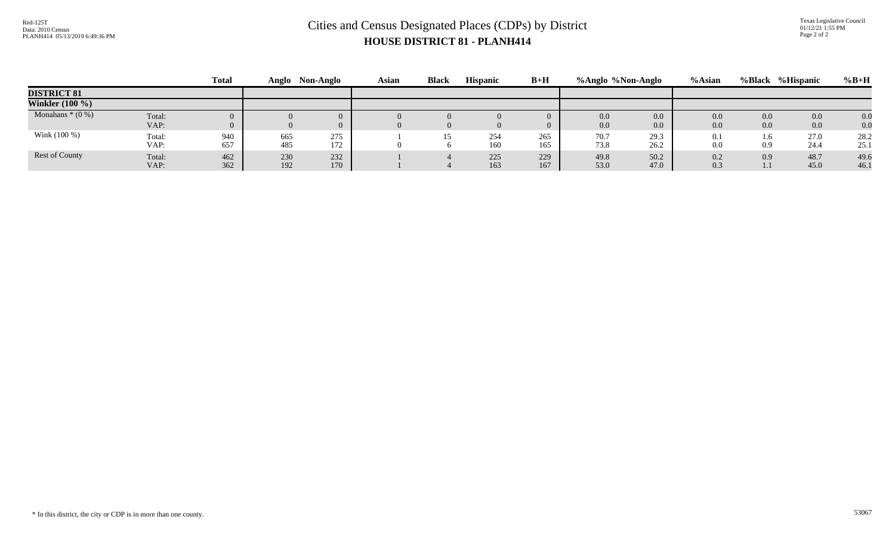# Cities and Census Designated Places (CDPs) by District

## HOUSE DISTRICT 81 - PLANH414

| | | Total | Anglo | Non-Anglo | Asian | Black | Hispanic | B+H | %Anglo | %Non-Anglo | %Asian | %Black | %Hispanic | %B+H |
|---|---|---|---|---|---|---|---|---|---|---|---|---|---|---|
| **DISTRICT 81** | | | | | | | | | | | | | | |
| **Winkler (100 %)** | | | | | | | | | | | | | | |
| Monahans * (0 %) | Total: | 0 | 0 | 0 | 0 | 0 | 0 | 0 | 0.0 | 0.0 | 0.0 | 0.0 | 0.0 | 0.0 |
| | VAP: | 0 | 0 | 0 | 0 | 0 | 0 | 0 | 0.0 | 0.0 | 0.0 | 0.0 | 0.0 | 0.0 |
| Wink (100 %) | Total: | 940 | 665 | 275 | 1 | 15 | 254 | 265 | 70.7 | 29.3 | 0.1 | 1.6 | 27.0 | 28.2 |
| | VAP: | 657 | 485 | 172 | 0 | 6 | 160 | 165 | 73.8 | 26.2 | 0.0 | 0.9 | 24.4 | 25.1 |
| Rest of County | Total: | 462 | 230 | 232 | 1 | 4 | 225 | 229 | 49.8 | 50.2 | 0.2 | 0.9 | 48.7 | 49.6 |
| | VAP: | 362 | 192 | 170 | 1 | 4 | 163 | 167 | 53.0 | 47.0 | 0.3 | 1.1 | 45.0 | 46.1 |

* In this district, the city or CDP is in more than one county.